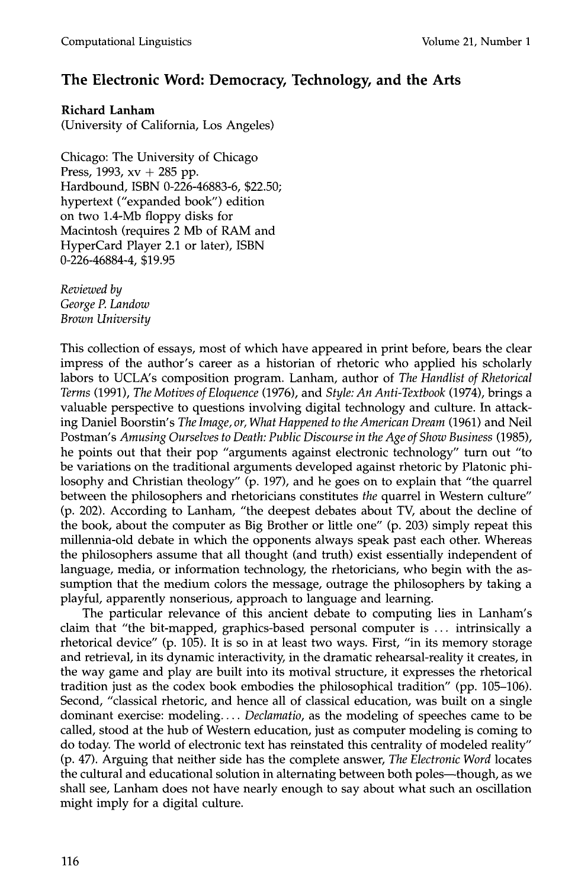## The Electronic Word: Democracy, Technology, and the Arts

**Richard Lanham**
(University of California, Los Angeles)

Chicago: The University of Chicago Press, 1993, xv + 285 pp.
Hardbound, ISBN 0-226-46883-6, $22.50; hypertext ("expanded book") edition on two 1.4-Mb floppy disks for Macintosh (requires 2 Mb of RAM and HyperCard Player 2.1 or later), ISBN 0-226-46884-4, $19.95

*Reviewed by*
*George P. Landow*
*Brown University*

This collection of essays, most of which have appeared in print before, bears the clear impress of the author's career as a historian of rhetoric who applied his scholarly labors to UCLA's composition program. Lanham, author of *The Handlist of Rhetorical Terms* (1991), *The Motives of Eloquence* (1976), and *Style: An Anti-Textbook* (1974), brings a valuable perspective to questions involving digital technology and culture. In attacking Daniel Boorstin's *The Image, or, What Happened to the American Dream* (1961) and Neil Postman's *Amusing Ourselves to Death: Public Discourse in the Age of Show Business* (1985), he points out that their pop "arguments against electronic technology" turn out "to be variations on the traditional arguments developed against rhetoric by Platonic philosophy and Christian theology" (p. 197), and he goes on to explain that "the quarrel between the philosophers and rhetoricians constitutes *the* quarrel in Western culture" (p. 202). According to Lanham, "the deepest debates about TV, about the decline of the book, about the computer as Big Brother or little one" (p. 203) simply repeat this millennia-old debate in which the opponents always speak past each other. Whereas the philosophers assume that all thought (and truth) exist essentially independent of language, media, or information technology, the rhetoricians, who begin with the assumption that the medium colors the message, outrage the philosophers by taking a playful, apparently nonserious, approach to language and learning.

The particular relevance of this ancient debate to computing lies in Lanham's claim that "the bit-mapped, graphics-based personal computer is ... intrinsically a rhetorical device" (p. 105). It is so in at least two ways. First, "in its memory storage and retrieval, in its dynamic interactivity, in the dramatic rehearsal-reality it creates, in the way game and play are built into its motival structure, it expresses the rhetorical tradition just as the codex book embodies the philosophical tradition" (pp. 105–106). Second, "classical rhetoric, and hence all of classical education, was built on a single dominant exercise: modeling.... *Declamatio*, as the modeling of speeches came to be called, stood at the hub of Western education, just as computer modeling is coming to do today. The world of electronic text has reinstated this centrality of modeled reality" (p. 47). Arguing that neither side has the complete answer, *The Electronic Word* locates the cultural and educational solution in alternating between both poles—though, as we shall see, Lanham does not have nearly enough to say about what such an oscillation might imply for a digital culture.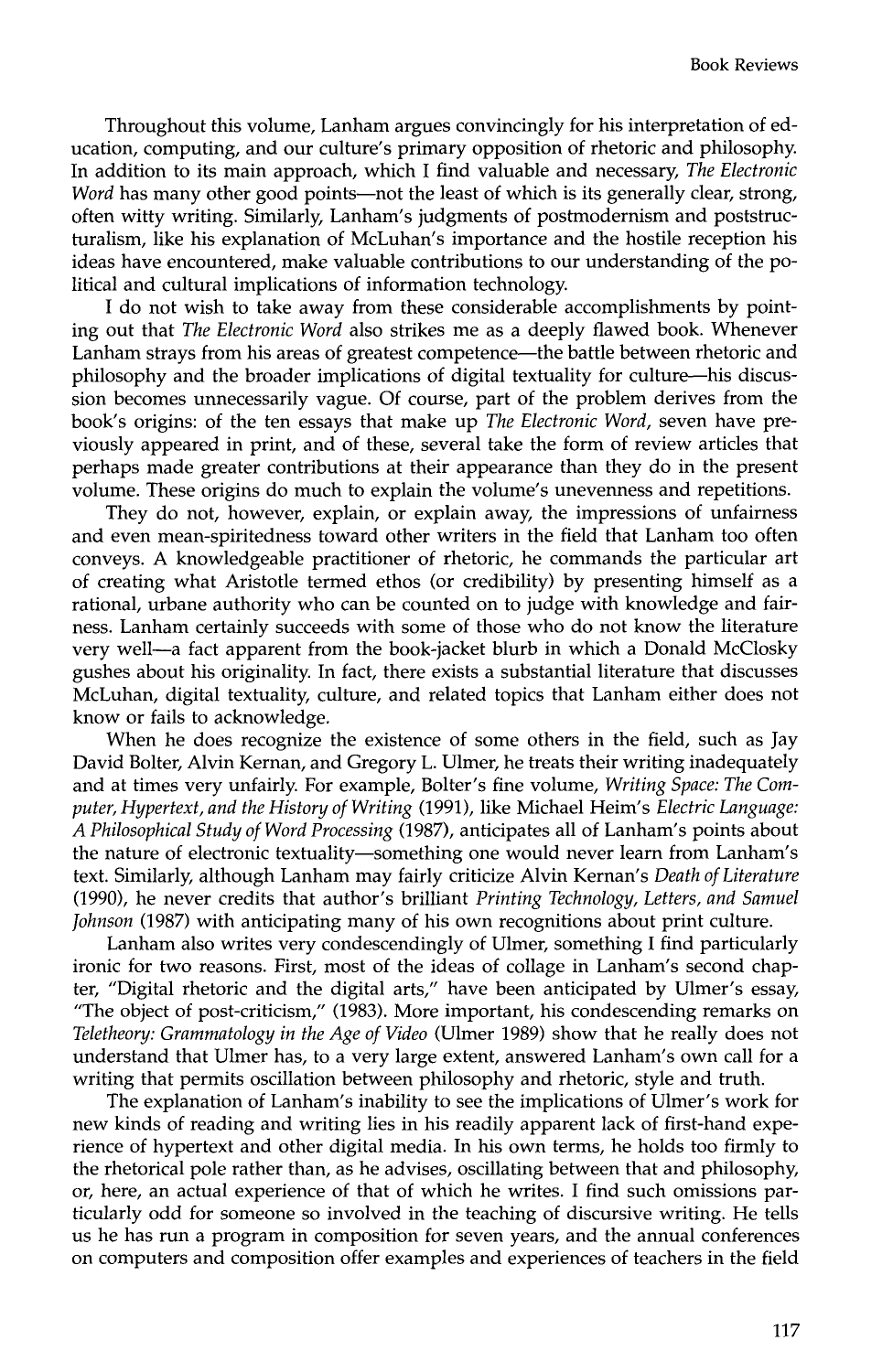Throughout this volume, Lanham argues convincingly for his interpretation of education, computing, and our culture's primary opposition of rhetoric and philosophy. In addition to its main approach, which I find valuable and necessary, *The Electronic Word* has many other good points—not the least of which is its generally clear, strong, often witty writing. Similarly, Lanham's judgments of postmodernism and poststructuralism, like his explanation of McLuhan's importance and the hostile reception his ideas have encountered, make valuable contributions to our understanding of the political and cultural implications of information technology.

I do not wish to take away from these considerable accomplishments by pointing out that *The Electronic Word* also strikes me as a deeply flawed book. Whenever Lanham strays from his areas of greatest competence—the battle between rhetoric and philosophy and the broader implications of digital textuality for culture—his discussion becomes unnecessarily vague. Of course, part of the problem derives from the book's origins: of the ten essays that make up *The Electronic Word*, seven have previously appeared in print, and of these, several take the form of review articles that perhaps made greater contributions at their appearance than they do in the present volume. These origins do much to explain the volume's unevenness and repetitions.

They do not, however, explain, or explain away, the impressions of unfairness and even mean-spiritedness toward other writers in the field that Lanham too often conveys. A knowledgeable practitioner of rhetoric, he commands the particular art of creating what Aristotle termed ethos (or credibility) by presenting himself as a rational, urbane authority who can be counted on to judge with knowledge and fairness. Lanham certainly succeeds with some of those who do not know the literature very well—a fact apparent from the book-jacket blurb in which a Donald McClosky gushes about his originality. In fact, there exists a substantial literature that discusses McLuhan, digital textuality, culture, and related topics that Lanham either does not know or fails to acknowledge.

When he does recognize the existence of some others in the field, such as Jay David Bolter, Alvin Kernan, and Gregory L. Ulmer, he treats their writing inadequately and at times very unfairly. For example, Bolter's fine volume, *Writing Space: The Computer, Hypertext, and the History of Writing* (1991), like Michael Heim's *Electric Language: A Philosophical Study of Word Processing* (1987), anticipates all of Lanham's points about the nature of electronic textuality—something one would never learn from Lanham's text. Similarly, although Lanham may fairly criticize Alvin Kernan's *Death of Literature* (1990), he never credits that author's brilliant *Printing Technology, Letters, and Samuel Johnson* (1987) with anticipating many of his own recognitions about print culture.

Lanham also writes very condescendingly of Ulmer, something I find particularly ironic for two reasons. First, most of the ideas of collage in Lanham's second chapter, "Digital rhetoric and the digital arts," have been anticipated by Ulmer's essay, "The object of post-criticism," (1983). More important, his condescending remarks on *Teletheory: Grammatology in the Age of Video* (Ulmer 1989) show that he really does not understand that Ulmer has, to a very large extent, answered Lanham's own call for a writing that permits oscillation between philosophy and rhetoric, style and truth.

The explanation of Lanham's inability to see the implications of Ulmer's work for new kinds of reading and writing lies in his readily apparent lack of first-hand experience of hypertext and other digital media. In his own terms, he holds too firmly to the rhetorical pole rather than, as he advises, oscillating between that and philosophy, or, here, an actual experience of that of which he writes. I find such omissions particularly odd for someone so involved in the teaching of discursive writing. He tells us he has run a program in composition for seven years, and the annual conferences on computers and composition offer examples and experiences of teachers in the field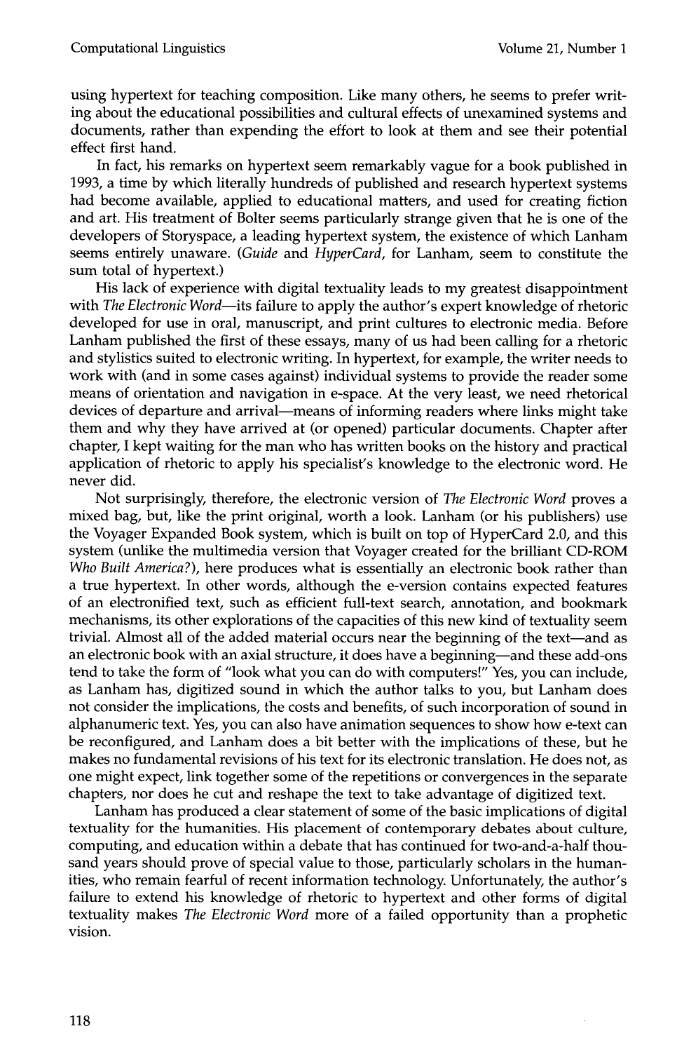using hypertext for teaching composition. Like many others, he seems to prefer writing about the educational possibilities and cultural effects of unexamined systems and documents, rather than expending the effort to look at them and see their potential effect first hand.

In fact, his remarks on hypertext seem remarkably vague for a book published in 1993, a time by which literally hundreds of published and research hypertext systems had become available, applied to educational matters, and used for creating fiction and art. His treatment of Bolter seems particularly strange given that he is one of the developers of Storyspace, a leading hypertext system, the existence of which Lanham seems entirely unaware. (*Guide* and *HyperCard*, for Lanham, seem to constitute the sum total of hypertext.)

His lack of experience with digital textuality leads to my greatest disappointment with *The Electronic Word*—its failure to apply the author's expert knowledge of rhetoric developed for use in oral, manuscript, and print cultures to electronic media. Before Lanham published the first of these essays, many of us had been calling for a rhetoric and stylistics suited to electronic writing. In hypertext, for example, the writer needs to work with (and in some cases against) individual systems to provide the reader some means of orientation and navigation in e-space. At the very least, we need rhetorical devices of departure and arrival—means of informing readers where links might take them and why they have arrived at (or opened) particular documents. Chapter after chapter, I kept waiting for the man who has written books on the history and practical application of rhetoric to apply his specialist's knowledge to the electronic word. He never did.

Not surprisingly, therefore, the electronic version of *The Electronic Word* proves a mixed bag, but, like the print original, worth a look. Lanham (or his publishers) use the Voyager Expanded Book system, which is built on top of HyperCard 2.0, and this system (unlike the multimedia version that Voyager created for the brilliant CD-ROM *Who Built America?*), here produces what is essentially an electronic book rather than a true hypertext. In other words, although the e-version contains expected features of an electronified text, such as efficient full-text search, annotation, and bookmark mechanisms, its other explorations of the capacities of this new kind of textuality seem trivial. Almost all of the added material occurs near the beginning of the text—and as an electronic book with an axial structure, it does have a beginning—and these add-ons tend to take the form of "look what you can do with computers!" Yes, you can include, as Lanham has, digitized sound in which the author talks to you, but Lanham does not consider the implications, the costs and benefits, of such incorporation of sound in alphanumeric text. Yes, you can also have animation sequences to show how e-text can be reconfigured, and Lanham does a bit better with the implications of these, but he makes no fundamental revisions of his text for its electronic translation. He does not, as one might expect, link together some of the repetitions or convergences in the separate chapters, nor does he cut and reshape the text to take advantage of digitized text.

Lanham has produced a clear statement of some of the basic implications of digital textuality for the humanities. His placement of contemporary debates about culture, computing, and education within a debate that has continued for two-and-a-half thousand years should prove of special value to those, particularly scholars in the humanities, who remain fearful of recent information technology. Unfortunately, the author's failure to extend his knowledge of rhetoric to hypertext and other forms of digital textuality makes *The Electronic Word* more of a failed opportunity than a prophetic vision.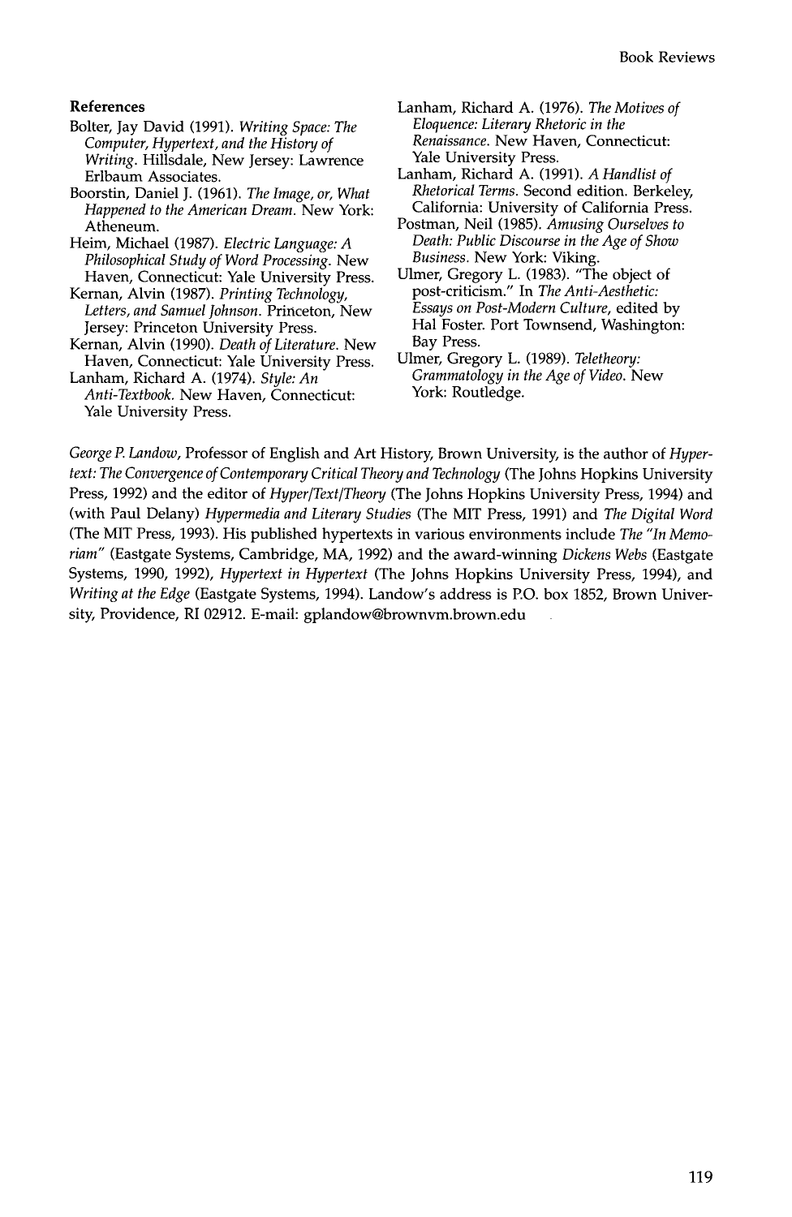### References

Bolter, Jay David (1991). *Writing Space: The Computer, Hypertext, and the History of Writing*. Hillsdale, New Jersey: Lawrence Erlbaum Associates.

Boorstin, Daniel J. (1961). *The Image, or, What Happened to the American Dream*. New York: Atheneum.

Heim, Michael (1987). *Electric Language: A Philosophical Study of Word Processing*. New Haven, Connecticut: Yale University Press.

Kernan, Alvin (1987). *Printing Technology, Letters, and Samuel Johnson*. Princeton, New Jersey: Princeton University Press.

Kernan, Alvin (1990). *Death of Literature*. New Haven, Connecticut: Yale University Press.

Lanham, Richard A. (1974). *Style: An Anti-Textbook*. New Haven, Connecticut: Yale University Press.

Lanham, Richard A. (1976). *The Motives of Eloquence: Literary Rhetoric in the Renaissance*. New Haven, Connecticut: Yale University Press.

Lanham, Richard A. (1991). *A Handlist of Rhetorical Terms*. Second edition. Berkeley, California: University of California Press.

Postman, Neil (1985). *Amusing Ourselves to Death: Public Discourse in the Age of Show Business*. New York: Viking.

Ulmer, Gregory L. (1983). "The object of post-criticism." In *The Anti-Aesthetic: Essays on Post-Modern Culture*, edited by Hal Foster. Port Townsend, Washington: Bay Press.

Ulmer, Gregory L. (1989). *Teletheory: Grammatology in the Age of Video*. New York: Routledge.

*George P. Landow*, Professor of English and Art History, Brown University, is the author of *Hypertext: The Convergence of Contemporary Critical Theory and Technology* (The Johns Hopkins University Press, 1992) and the editor of *Hyper/Text/Theory* (The Johns Hopkins University Press, 1994) and (with Paul Delany) *Hypermedia and Literary Studies* (The MIT Press, 1991) and *The Digital Word* (The MIT Press, 1993). His published hypertexts in various environments include *The "In Memoriam"* (Eastgate Systems, Cambridge, MA, 1992) and the award-winning *Dickens Webs* (Eastgate Systems, 1990, 1992), *Hypertext in Hypertext* (The Johns Hopkins University Press, 1994), and *Writing at the Edge* (Eastgate Systems, 1994). Landow's address is P.O. box 1852, Brown University, Providence, RI 02912. E-mail: gplandow@brownvm.brown.edu